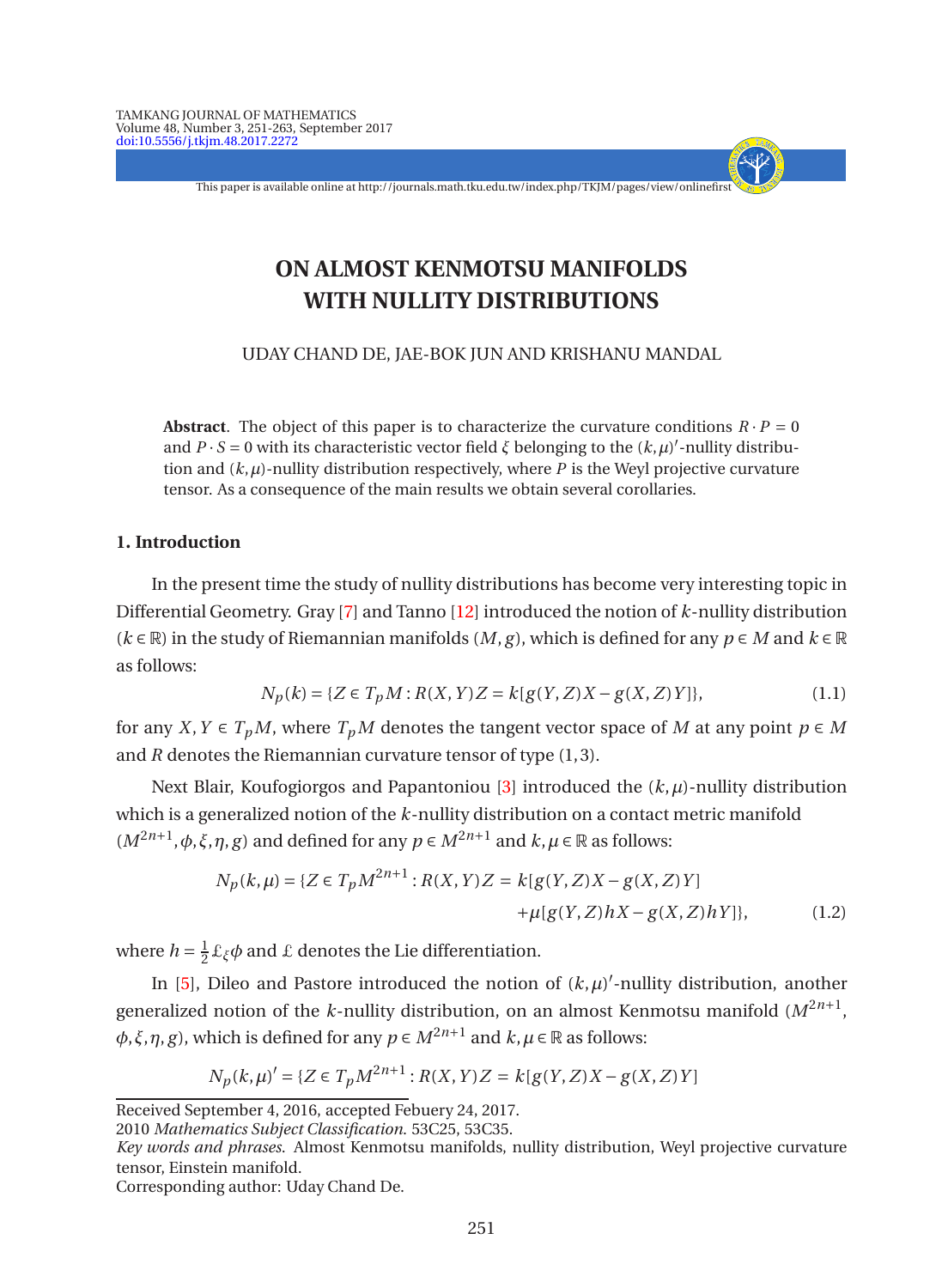# ON ALMOST KENMOTSU MANIFOLDS WITH NULLITY DISTRIBUTIONS

UDAY CHAND DE, JAE-BOK JUN AND KRISHANU MANDAL

**Abstract**. The object of this paper is to characterize the curvature conditions $R \cdot P = 0$ and $P \cdot S = 0$ with its characteristic vector field $\xi$ belonging to the $(k,\mu)'$-nullity distribution and $(k,\mu)$-nullity distribution respectively, where $P$ is the Weyl projective curvature tensor. As a consequence of the main results we obtain several corollaries.

## 1. Introduction

In the present time the study of nullity distributions has become very interesting topic in Differential Geometry. Gray [7] and Tanno [12] introduced the notion of $k$-nullity distribution ($k \in \mathbb{R}$) in the study of Riemannian manifolds $(M, g)$, which is defined for any $p \in M$ and $k \in \mathbb{R}$ as follows:

$$N_p(k) = \{Z \in T_pM : R(X,Y)Z = k[g(Y,Z)X - g(X,Z)Y]\}, \tag{1.1}$$

for any $X, Y \in T_pM$, where $T_pM$ denotes the tangent vector space of $M$ at any point $p \in M$ and $R$ denotes the Riemannian curvature tensor of type $(1,3)$.

Next Blair, Koufogiorgos and Papantoniou [3] introduced the $(k,\mu)$-nullity distribution which is a generalized notion of the $k$-nullity distribution on a contact metric manifold $(M^{2n+1}, \phi, \xi, \eta, g)$ and defined for any $p \in M^{2n+1}$ and $k, \mu \in \mathbb{R}$ as follows:

$$\begin{aligned} N_p(k,\mu) = \{Z \in T_pM^{2n+1} : R(X,Y)Z = {} & k[g(Y,Z)X - g(X,Z)Y] \\ & + \mu[g(Y,Z)hX - g(X,Z)hY]\}, \end{aligned} \tag{1.2}$$

where $h = \frac{1}{2}\pounds_\xi \phi$ and $\pounds$ denotes the Lie differentiation.

In [5], Dileo and Pastore introduced the notion of $(k,\mu)'$-nullity distribution, another generalized notion of the $k$-nullity distribution, on an almost Kenmotsu manifold $(M^{2n+1}, \phi, \xi, \eta, g)$, which is defined for any $p \in M^{2n+1}$ and $k, \mu \in \mathbb{R}$ as follows:

$$N_p(k,\mu)' = \{Z \in T_pM^{2n+1} : R(X,Y)Z = k[g(Y,Z)X - g(X,Z)Y]$$

Received September 4, 2016, accepted Febuery 24, 2017.

2010 *Mathematics Subject Classification*. 53C25, 53C35.

*Key words and phrases*. Almost Kenmotsu manifolds, nullity distribution, Weyl projective curvature tensor, Einstein manifold.

Corresponding author: Uday Chand De.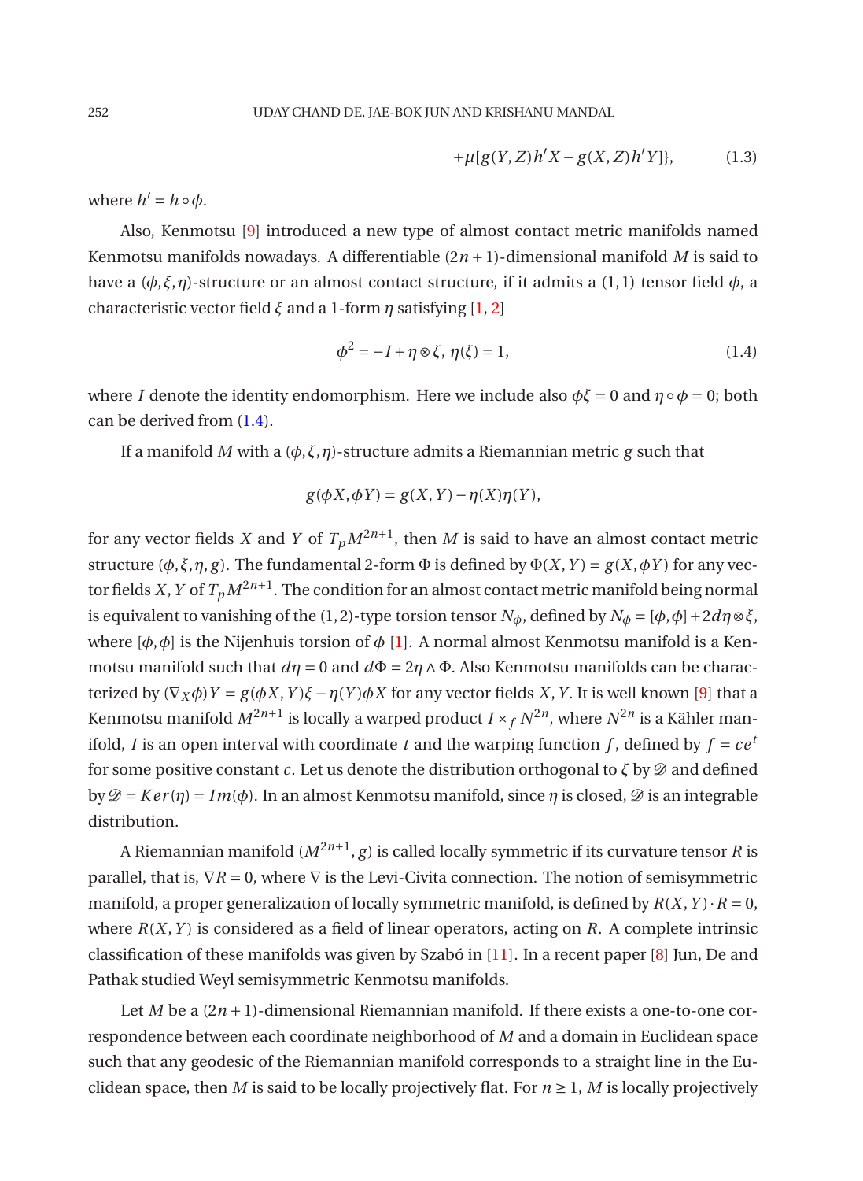$$+\mu[g(Y,Z)h'X - g(X,Z)h'Y]\}, \tag{1.3}$$

where $h' = h \circ \phi$.

Also, Kenmotsu [9] introduced a new type of almost contact metric manifolds named Kenmotsu manifolds nowadays. A differentiable $(2n+1)$-dimensional manifold $M$ is said to have a $(\phi,\xi,\eta)$-structure or an almost contact structure, if it admits a $(1,1)$ tensor field $\phi$, a characteristic vector field $\xi$ and a 1-form $\eta$ satisfying [1, 2]

$$\phi^2 = -I + \eta \otimes \xi,\ \eta(\xi) = 1, \tag{1.4}$$

where $I$ denote the identity endomorphism. Here we include also $\phi\xi = 0$ and $\eta \circ \phi = 0$; both can be derived from (1.4).

If a manifold $M$ with a $(\phi,\xi,\eta)$-structure admits a Riemannian metric $g$ such that

$$g(\phi X, \phi Y) = g(X,Y) - \eta(X)\eta(Y),$$

for any vector fields $X$ and $Y$ of $T_pM^{2n+1}$, then $M$ is said to have an almost contact metric structure $(\phi,\xi,\eta,g)$. The fundamental 2-form $\Phi$ is defined by $\Phi(X,Y) = g(X,\phi Y)$ for any vector fields $X, Y$ of $T_pM^{2n+1}$. The condition for an almost contact metric manifold being normal is equivalent to vanishing of the $(1,2)$-type torsion tensor $N_\phi$, defined by $N_\phi = [\phi,\phi] + 2d\eta \otimes \xi$, where $[\phi,\phi]$ is the Nijenhuis torsion of $\phi$ [1]. A normal almost Kenmotsu manifold is a Kenmotsu manifold such that $d\eta = 0$ and $d\Phi = 2\eta \wedge \Phi$. Also Kenmotsu manifolds can be characterized by $(\nabla_X \phi)Y = g(\phi X, Y)\xi - \eta(Y)\phi X$ for any vector fields $X, Y$. It is well known [9] that a Kenmotsu manifold $M^{2n+1}$ is locally a warped product $I \times_f N^{2n}$, where $N^{2n}$ is a Kähler manifold, $I$ is an open interval with coordinate $t$ and the warping function $f$, defined by $f = ce^t$ for some positive constant $c$. Let us denote the distribution orthogonal to $\xi$ by $\mathscr{D}$ and defined by $\mathscr{D} = Ker(\eta) = Im(\phi)$. In an almost Kenmotsu manifold, since $\eta$ is closed, $\mathscr{D}$ is an integrable distribution.

A Riemannian manifold $(M^{2n+1}, g)$ is called locally symmetric if its curvature tensor $R$ is parallel, that is, $\nabla R = 0$, where $\nabla$ is the Levi-Civita connection. The notion of semisymmetric manifold, a proper generalization of locally symmetric manifold, is defined by $R(X,Y)\cdot R = 0$, where $R(X,Y)$ is considered as a field of linear operators, acting on $R$. A complete intrinsic classification of these manifolds was given by Szabó in [11]. In a recent paper [8] Jun, De and Pathak studied Weyl semisymmetric Kenmotsu manifolds.

Let $M$ be a $(2n+1)$-dimensional Riemannian manifold. If there exists a one-to-one correspondence between each coordinate neighborhood of $M$ and a domain in Euclidean space such that any geodesic of the Riemannian manifold corresponds to a straight line in the Euclidean space, then $M$ is said to be locally projectively flat. For $n \geq 1$, $M$ is locally projectively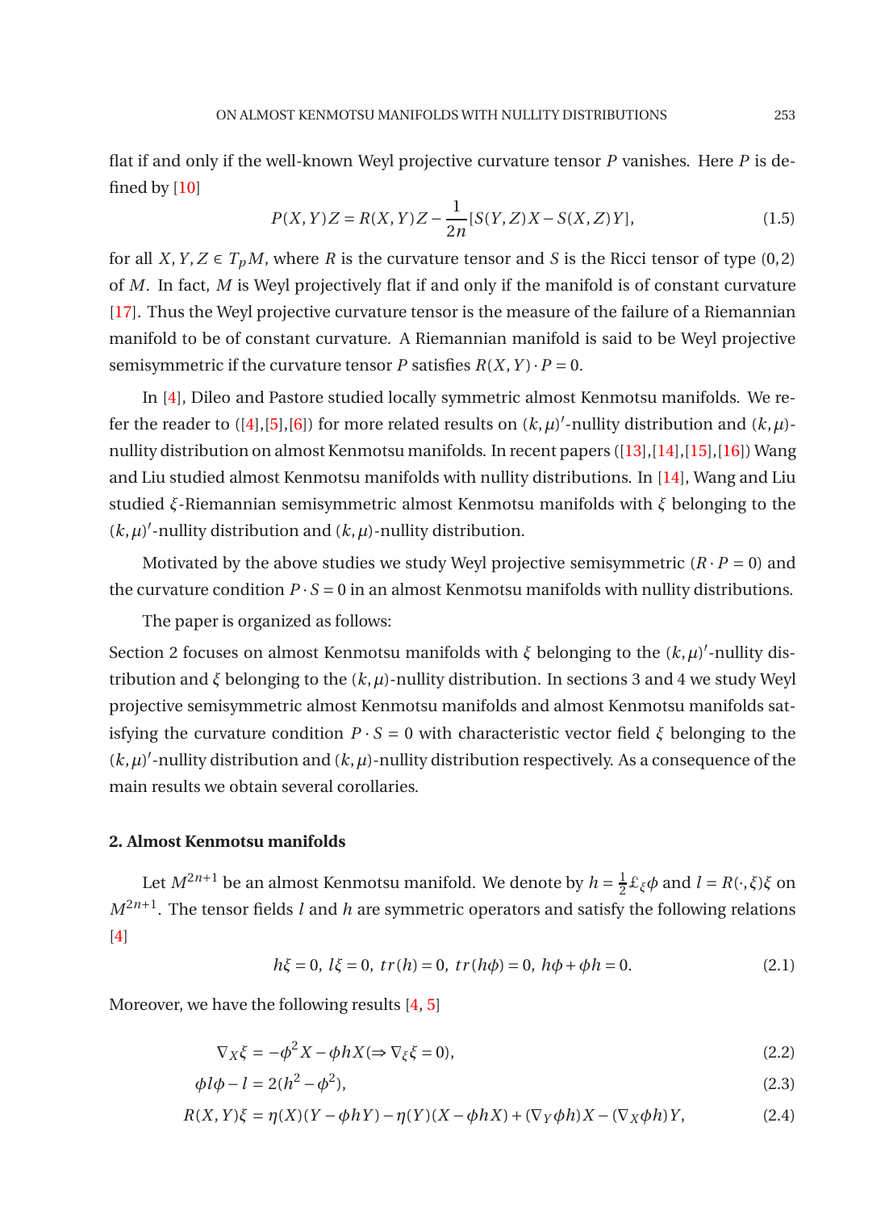flat if and only if the well-known Weyl projective curvature tensor $P$ vanishes. Here $P$ is defined by [10]

$$P(X,Y)Z = R(X,Y)Z - \frac{1}{2n}[S(Y,Z)X - S(X,Z)Y], \tag{1.5}$$

for all $X, Y, Z \in T_pM$, where $R$ is the curvature tensor and $S$ is the Ricci tensor of type $(0,2)$ of $M$. In fact, $M$ is Weyl projectively flat if and only if the manifold is of constant curvature [17]. Thus the Weyl projective curvature tensor is the measure of the failure of a Riemannian manifold to be of constant curvature. A Riemannian manifold is said to be Weyl projective semisymmetric if the curvature tensor $P$ satisfies $R(X,Y)\cdot P = 0$.

In [4], Dileo and Pastore studied locally symmetric almost Kenmotsu manifolds. We refer the reader to ([4],[5],[6]) for more related results on $(k,\mu)'$-nullity distribution and $(k,\mu)$-nullity distribution on almost Kenmotsu manifolds. In recent papers ([13],[14],[15],[16]) Wang and Liu studied almost Kenmotsu manifolds with nullity distributions. In [14], Wang and Liu studied $\xi$-Riemannian semisymmetric almost Kenmotsu manifolds with $\xi$ belonging to the $(k,\mu)'$-nullity distribution and $(k,\mu)$-nullity distribution.

Motivated by the above studies we study Weyl projective semisymmetric $(R\cdot P = 0)$ and the curvature condition $P\cdot S = 0$ in an almost Kenmotsu manifolds with nullity distributions.

The paper is organized as follows:

Section 2 focuses on almost Kenmotsu manifolds with $\xi$ belonging to the $(k,\mu)'$-nullity distribution and $\xi$ belonging to the $(k,\mu)$-nullity distribution. In sections 3 and 4 we study Weyl projective semisymmetric almost Kenmotsu manifolds and almost Kenmotsu manifolds satisfying the curvature condition $P\cdot S = 0$ with characteristic vector field $\xi$ belonging to the $(k,\mu)'$-nullity distribution and $(k,\mu)$-nullity distribution respectively. As a consequence of the main results we obtain several corollaries.

## 2. Almost Kenmotsu manifolds

Let $M^{2n+1}$ be an almost Kenmotsu manifold. We denote by $h = \frac{1}{2}\pounds_\xi\phi$ and $l = R(\cdot,\xi)\xi$ on $M^{2n+1}$. The tensor fields $l$ and $h$ are symmetric operators and satisfy the following relations [4]

$$h\xi = 0,\ l\xi = 0,\ tr(h) = 0,\ tr(h\phi) = 0,\ h\phi + \phi h = 0. \tag{2.1}$$

Moreover, we have the following results [4, 5]

$$\nabla_X\xi = -\phi^2 X - \phi h X (\Rightarrow \nabla_\xi\xi = 0), \tag{2.2}$$

$$\phi l\phi - l = 2(h^2 - \phi^2), \tag{2.3}$$

$$R(X,Y)\xi = \eta(X)(Y - \phi hY) - \eta(Y)(X - \phi hX) + (\nabla_Y\phi h)X - (\nabla_X\phi h)Y, \tag{2.4}$$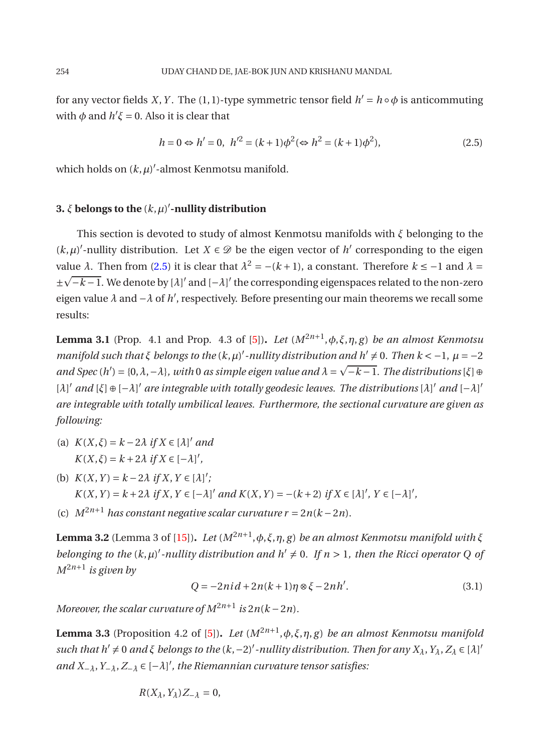for any vector fields $X, Y$. The $(1,1)$-type symmetric tensor field $h' = h \circ \phi$ is anticommuting with $\phi$ and $h'\xi = 0$. Also it is clear that

$$h = 0 \Leftrightarrow h' = 0, \;\; h'^2 = (k+1)\phi^2 (\Leftrightarrow h^2 = (k+1)\phi^2), \tag{2.5}$$

which holds on $(k,\mu)'$-almost Kenmotsu manifold.

## 3. $\xi$ belongs to the $(k,\mu)'$-nullity distribution

This section is devoted to study of almost Kenmotsu manifolds with $\xi$ belonging to the $(k,\mu)'$-nullity distribution. Let $X \in \mathscr{D}$ be the eigen vector of $h'$ corresponding to the eigen value $\lambda$. Then from (2.5) it is clear that $\lambda^2 = -(k+1)$, a constant. Therefore $k \leq -1$ and $\lambda = \pm\sqrt{-k-1}$. We denote by $[\lambda]'$ and $[-\lambda]'$ the corresponding eigenspaces related to the non-zero eigen value $\lambda$ and $-\lambda$ of $h'$, respectively. Before presenting our main theorems we recall some results:

**Lemma 3.1** (Prop. 4.1 and Prop. 4.3 of [5])**.** *Let $(M^{2n+1}, \phi, \xi, \eta, g)$ be an almost Kenmotsu manifold such that $\xi$ belongs to the $(k,\mu)'$-nullity distribution and $h' \neq 0$. Then $k < -1$, $\mu = -2$ and Spec $(h') = \{0, \lambda, -\lambda\}$, with $0$ as simple eigen value and $\lambda = \sqrt{-k-1}$. The distributions $[\xi] \oplus [\lambda]'$ and $[\xi] \oplus [-\lambda]'$ are integrable with totally geodesic leaves. The distributions $[\lambda]'$ and $[-\lambda]'$ are integrable with totally umbilical leaves. Furthermore, the sectional curvature are given as following:*

(a) $K(X,\xi) = k - 2\lambda$ *if* $X \in [\lambda]'$ *and*
$K(X,\xi) = k + 2\lambda$ *if* $X \in [-\lambda]'$,

(b) $K(X,Y) = k - 2\lambda$ *if* $X, Y \in [\lambda]'$;
$K(X,Y) = k + 2\lambda$ *if* $X, Y \in [-\lambda]'$ *and* $K(X,Y) = -(k+2)$ *if* $X \in [\lambda]'$, $Y \in [-\lambda]'$,

(c) $M^{2n+1}$ *has constant negative scalar curvature* $r = 2n(k - 2n)$.

**Lemma 3.2** (Lemma 3 of [15])**.** *Let $(M^{2n+1}, \phi, \xi, \eta, g)$ be an almost Kenmotsu manifold with $\xi$ belonging to the $(k,\mu)'$-nullity distribution and $h' \neq 0$. If $n > 1$, then the Ricci operator $Q$ of $M^{2n+1}$ is given by*

$$Q = -2n\,id + 2n(k+1)\eta \otimes \xi - 2nh'. \tag{3.1}$$

*Moreover, the scalar curvature of $M^{2n+1}$ is $2n(k-2n)$.*

**Lemma 3.3** (Proposition 4.2 of [5])**.** *Let $(M^{2n+1}, \phi, \xi, \eta, g)$ be an almost Kenmotsu manifold such that $h' \neq 0$ and $\xi$ belongs to the $(k,-2)'$-nullity distribution. Then for any $X_\lambda, Y_\lambda, Z_\lambda \in [\lambda]'$ and $X_{-\lambda}, Y_{-\lambda}, Z_{-\lambda} \in [-\lambda]'$, the Riemannian curvature tensor satisfies:*

$$R(X_\lambda, Y_\lambda)Z_{-\lambda} = 0,$$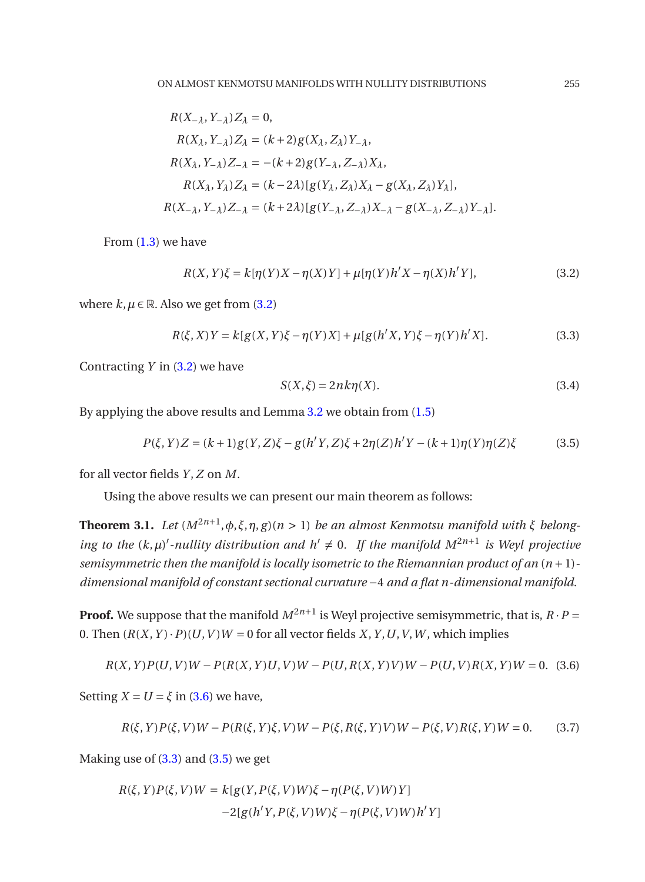$$
\begin{aligned}
R(X_{-\lambda}, Y_{-\lambda})Z_{\lambda} &= 0,\\
R(X_{\lambda}, Y_{-\lambda})Z_{\lambda} &= (k+2)g(X_{\lambda}, Z_{\lambda})Y_{-\lambda},\\
R(X_{\lambda}, Y_{-\lambda})Z_{-\lambda} &= -(k+2)g(Y_{-\lambda}, Z_{-\lambda})X_{\lambda},\\
R(X_{\lambda}, Y_{\lambda})Z_{\lambda} &= (k-2\lambda)[g(Y_{\lambda}, Z_{\lambda})X_{\lambda} - g(X_{\lambda}, Z_{\lambda})Y_{\lambda}],\\
R(X_{-\lambda}, Y_{-\lambda})Z_{-\lambda} &= (k+2\lambda)[g(Y_{-\lambda}, Z_{-\lambda})X_{-\lambda} - g(X_{-\lambda}, Z_{-\lambda})Y_{-\lambda}].
\end{aligned}
$$

From (1.3) we have

$$
R(X,Y)\xi = k[\eta(Y)X - \eta(X)Y] + \mu[\eta(Y)h'X - \eta(X)h'Y], \tag{3.2}
$$

where $k, \mu \in \mathbb{R}$. Also we get from (3.2)

$$
R(\xi, X)Y = k[g(X,Y)\xi - \eta(Y)X] + \mu[g(h'X, Y)\xi - \eta(Y)h'X]. \tag{3.3}
$$

Contracting $Y$ in (3.2) we have

$$
S(X,\xi) = 2nk\eta(X). \tag{3.4}
$$

By applying the above results and Lemma 3.2 we obtain from (1.5)

$$
P(\xi, Y)Z = (k+1)g(Y,Z)\xi - g(h'Y, Z)\xi + 2\eta(Z)h'Y - (k+1)\eta(Y)\eta(Z)\xi \tag{3.5}
$$

for all vector fields $Y, Z$ on $M$.

Using the above results we can present our main theorem as follows:

**Theorem 3.1.** *Let $(M^{2n+1}, \phi, \xi, \eta, g)(n > 1)$ be an almost Kenmotsu manifold with $\xi$ belonging to the $(k,\mu)'$-nullity distribution and $h' \neq 0$. If the manifold $M^{2n+1}$ is Weyl projective semisymmetric then the manifold is locally isometric to the Riemannian product of an $(n+1)$-dimensional manifold of constant sectional curvature $-4$ and a flat $n$-dimensional manifold.*

**Proof.** We suppose that the manifold $M^{2n+1}$ is Weyl projective semisymmetric, that is, $R \cdot P = 0$. Then $(R(X,Y)\cdot P)(U,V)W = 0$ for all vector fields $X, Y, U, V, W$, which implies

$$
R(X,Y)P(U,V)W - P(R(X,Y)U, V)W - P(U, R(X,Y)V)W - P(U,V)R(X,Y)W = 0. \tag{3.6}
$$

Setting $X = U = \xi$ in (3.6) we have,

$$
R(\xi, Y)P(\xi, V)W - P(R(\xi, Y)\xi, V)W - P(\xi, R(\xi, Y)V)W - P(\xi, V)R(\xi, Y)W = 0. \tag{3.7}
$$

Making use of (3.3) and (3.5) we get

$$
\begin{aligned}
R(\xi, Y)P(\xi, V)W = {} & k[g(Y, P(\xi, V)W)\xi - \eta(P(\xi, V)W)Y]\\
& -2[g(h'Y, P(\xi, V)W)\xi - \eta(P(\xi, V)W)h'Y]
\end{aligned}
$$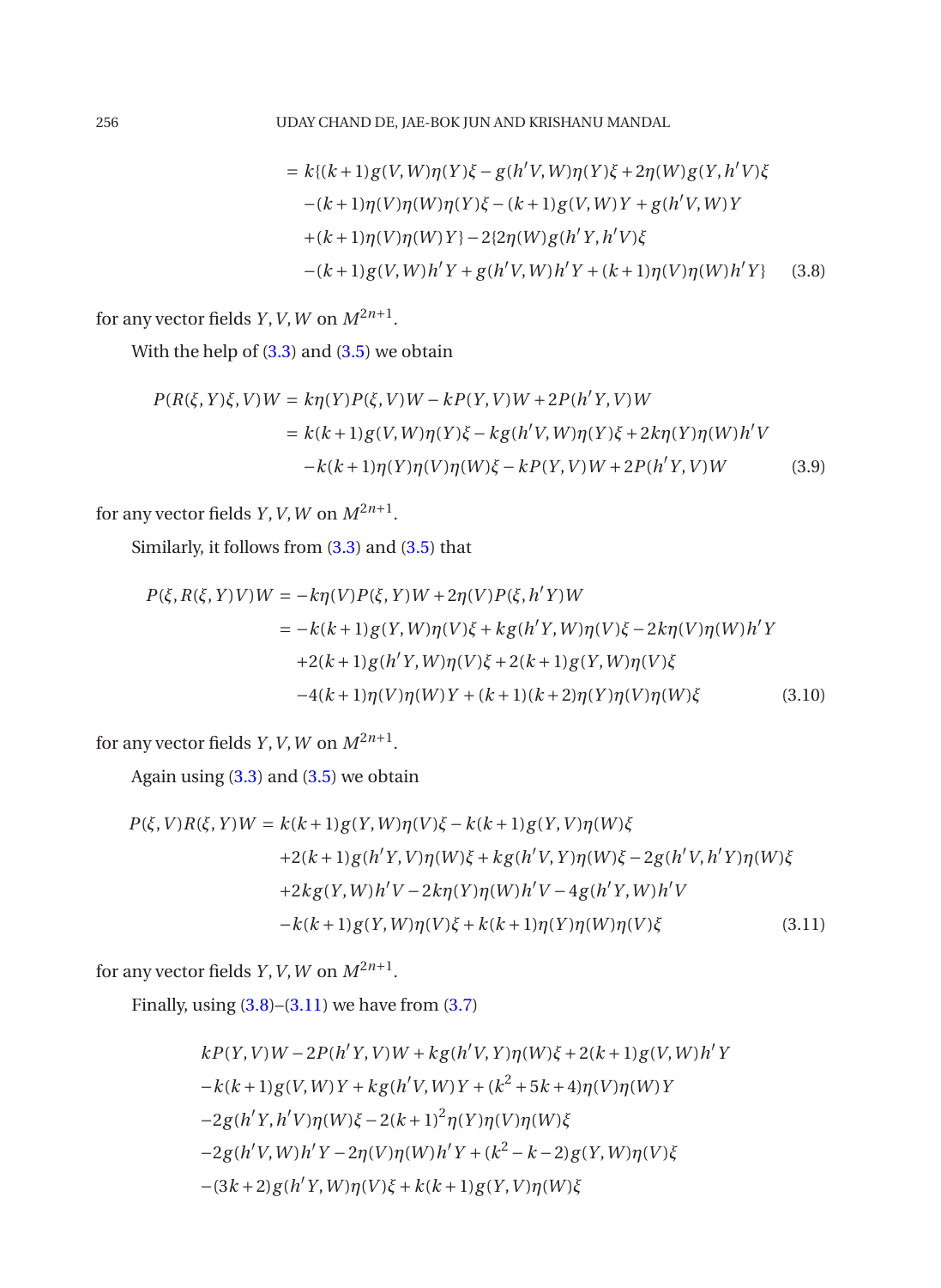$$
\begin{aligned}
&= k\{(k+1)g(V,W)\eta(Y)\xi - g(h'V,W)\eta(Y)\xi + 2\eta(W)g(Y,h'V)\xi \\
&\quad -(k+1)\eta(V)\eta(W)\eta(Y)\xi - (k+1)g(V,W)Y + g(h'V,W)Y \\
&\quad +(k+1)\eta(V)\eta(W)Y\} - 2\{2\eta(W)g(h'Y,h'V)\xi \\
&\quad -(k+1)g(V,W)h'Y + g(h'V,W)h'Y + (k+1)\eta(V)\eta(W)h'Y\} \qquad (3.8)
\end{aligned}
$$

for any vector fields $Y, V, W$ on $M^{2n+1}$.

With the help of (3.3) and (3.5) we obtain

$$
\begin{aligned}
P(R(\xi,Y)\xi,V)W &= k\eta(Y)P(\xi,V)W - kP(Y,V)W + 2P(h'Y,V)W \\
&= k(k+1)g(V,W)\eta(Y)\xi - kg(h'V,W)\eta(Y)\xi + 2k\eta(Y)\eta(W)h'V \\
&\quad -k(k+1)\eta(Y)\eta(V)\eta(W)\xi - kP(Y,V)W + 2P(h'Y,V)W \qquad (3.9)
\end{aligned}
$$

for any vector fields $Y, V, W$ on $M^{2n+1}$.

Similarly, it follows from (3.3) and (3.5) that

$$
\begin{aligned}
P(\xi,R(\xi,Y)V)W &= -k\eta(V)P(\xi,Y)W + 2\eta(V)P(\xi,h'Y)W \\
&= -k(k+1)g(Y,W)\eta(V)\xi + kg(h'Y,W)\eta(V)\xi - 2k\eta(V)\eta(W)h'Y \\
&\quad +2(k+1)g(h'Y,W)\eta(V)\xi + 2(k+1)g(Y,W)\eta(V)\xi \\
&\quad -4(k+1)\eta(V)\eta(W)Y + (k+1)(k+2)\eta(Y)\eta(V)\eta(W)\xi \qquad (3.10)
\end{aligned}
$$

for any vector fields $Y, V, W$ on $M^{2n+1}$.

Again using (3.3) and (3.5) we obtain

$$
\begin{aligned}
P(\xi,V)R(\xi,Y)W &= k(k+1)g(Y,W)\eta(V)\xi - k(k+1)g(Y,V)\eta(W)\xi \\
&\quad +2(k+1)g(h'Y,V)\eta(W)\xi + kg(h'V,Y)\eta(W)\xi - 2g(h'V,h'Y)\eta(W)\xi \\
&\quad +2kg(Y,W)h'V - 2k\eta(Y)\eta(W)h'V - 4g(h'Y,W)h'V \\
&\quad -k(k+1)g(Y,W)\eta(V)\xi + k(k+1)\eta(Y)\eta(W)\eta(V)\xi \qquad (3.11)
\end{aligned}
$$

for any vector fields $Y, V, W$ on $M^{2n+1}$.

Finally, using (3.8)–(3.11) we have from (3.7)

$$
\begin{aligned}
& kP(Y,V)W - 2P(h'Y,V)W + kg(h'V,Y)\eta(W)\xi + 2(k+1)g(V,W)h'Y \\
& -k(k+1)g(V,W)Y + kg(h'V,W)Y + (k^2+5k+4)\eta(V)\eta(W)Y \\
& -2g(h'Y,h'V)\eta(W)\xi - 2(k+1)^2\eta(Y)\eta(V)\eta(W)\xi \\
& -2g(h'V,W)h'Y - 2\eta(V)\eta(W)h'Y + (k^2-k-2)g(Y,W)\eta(V)\xi \\
& -(3k+2)g(h'Y,W)\eta(V)\xi + k(k+1)g(Y,V)\eta(W)\xi
\end{aligned}
$$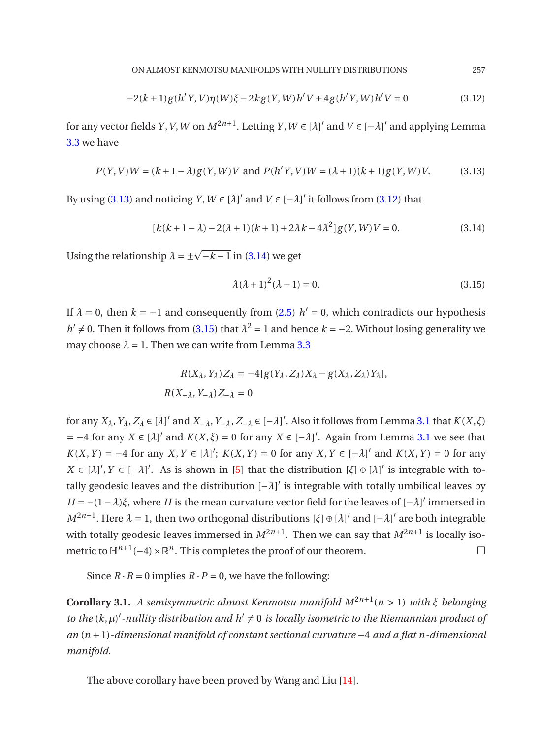$$-2(k+1)g(h'Y,V)\eta(W)\xi - 2kg(Y,W)h'V + 4g(h'Y,W)h'V = 0 \tag{3.12}$$

for any vector fields $Y, V, W$ on $M^{2n+1}$. Letting $Y, W \in [\lambda]'$ and $V \in [-\lambda]'$ and applying Lemma 3.3 we have

$$P(Y,V)W = (k+1-\lambda)g(Y,W)V \text{ and } P(h'Y,V)W = (\lambda+1)(k+1)g(Y,W)V. \tag{3.13}$$

By using (3.13) and noticing $Y, W \in [\lambda]'$ and $V \in [-\lambda]'$ it follows from (3.12) that

$$[k(k+1-\lambda) - 2(\lambda+1)(k+1) + 2\lambda k - 4\lambda^2]g(Y,W)V = 0. \tag{3.14}$$

Using the relationship $\lambda = \pm\sqrt{-k-1}$ in (3.14) we get

$$\lambda(\lambda+1)^2(\lambda-1) = 0. \tag{3.15}$$

If $\lambda = 0$, then $k = -1$ and consequently from (2.5) $h' = 0$, which contradicts our hypothesis $h' \neq 0$. Then it follows from (3.15) that $\lambda^2 = 1$ and hence $k = -2$. Without losing generality we may choose $\lambda = 1$. Then we can write from Lemma 3.3

$$R(X_\lambda, Y_\lambda)Z_\lambda = -4[g(Y_\lambda, Z_\lambda)X_\lambda - g(X_\lambda, Z_\lambda)Y_\lambda],$$
$$R(X_{-\lambda}, Y_{-\lambda})Z_{-\lambda} = 0$$

for any $X_\lambda, Y_\lambda, Z_\lambda \in [\lambda]'$ and $X_{-\lambda}, Y_{-\lambda}, Z_{-\lambda} \in [-\lambda]'$. Also it follows from Lemma 3.1 that $K(X,\xi) = -4$ for any $X \in [\lambda]'$ and $K(X,\xi) = 0$ for any $X \in [-\lambda]'$. Again from Lemma 3.1 we see that $K(X,Y) = -4$ for any $X, Y \in [\lambda]'$; $K(X,Y) = 0$ for any $X, Y \in [-\lambda]'$ and $K(X,Y) = 0$ for any $X \in [\lambda]', Y \in [-\lambda]'$. As is shown in [5] that the distribution $[\xi] \oplus [\lambda]'$ is integrable with totally geodesic leaves and the distribution $[-\lambda]'$ is integrable with totally umbilical leaves by $H = -(1-\lambda)\xi$, where $H$ is the mean curvature vector field for the leaves of $[-\lambda]'$ immersed in $M^{2n+1}$. Here $\lambda = 1$, then two orthogonal distributions $[\xi] \oplus [\lambda]'$ and $[-\lambda]'$ are both integrable with totally geodesic leaves immersed in $M^{2n+1}$. Then we can say that $M^{2n+1}$ is locally isometric to $\mathbb{H}^{n+1}(-4) \times \mathbb{R}^n$. This completes the proof of our theorem. □

Since $R \cdot R = 0$ implies $R \cdot P = 0$, we have the following:

**Corollary 3.1.** *A semisymmetric almost Kenmotsu manifold $M^{2n+1}(n > 1)$ with $\xi$ belonging to the $(k,\mu)'$-nullity distribution and $h' \neq 0$ is locally isometric to the Riemannian product of an $(n+1)$-dimensional manifold of constant sectional curvature $-4$ and a flat $n$-dimensional manifold.*

The above corollary have been proved by Wang and Liu [14].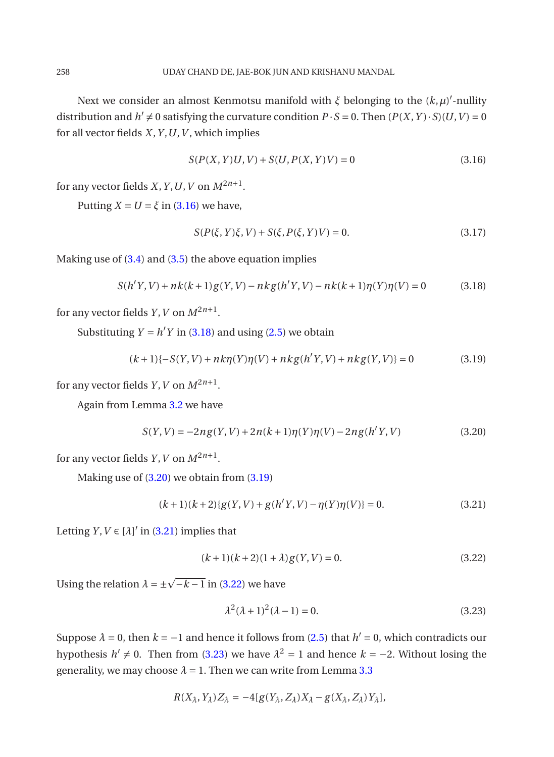Next we consider an almost Kenmotsu manifold with $\xi$ belonging to the $(k,\mu)'$-nullity distribution and $h' \neq 0$ satisfying the curvature condition $P \cdot S = 0$. Then $(P(X,Y)\cdot S)(U,V) = 0$ for all vector fields $X, Y, U, V$, which implies

$$S(P(X,Y)U,V) + S(U,P(X,Y)V) = 0 \tag{3.16}$$

for any vector fields $X, Y, U, V$ on $M^{2n+1}$.

Putting $X = U = \xi$ in (3.16) we have,

$$S(P(\xi,Y)\xi,V) + S(\xi,P(\xi,Y)V) = 0. \tag{3.17}$$

Making use of (3.4) and (3.5) the above equation implies

$$S(h'Y,V) + nk(k+1)g(Y,V) - nkg(h'Y,V) - nk(k+1)\eta(Y)\eta(V) = 0 \tag{3.18}$$

for any vector fields $Y, V$ on $M^{2n+1}$.

Substituting $Y = h'Y$ in (3.18) and using (2.5) we obtain

$$(k+1)\{-S(Y,V) + nk\eta(Y)\eta(V) + nkg(h'Y,V) + nkg(Y,V)\} = 0 \tag{3.19}$$

for any vector fields $Y, V$ on $M^{2n+1}$.

Again from Lemma 3.2 we have

$$S(Y,V) = -2ng(Y,V) + 2n(k+1)\eta(Y)\eta(V) - 2ng(h'Y,V) \tag{3.20}$$

for any vector fields $Y, V$ on $M^{2n+1}$.

Making use of (3.20) we obtain from (3.19)

$$(k+1)(k+2)\{g(Y,V) + g(h'Y,V) - \eta(Y)\eta(V)\} = 0. \tag{3.21}$$

Letting $Y, V \in [\lambda]'$ in (3.21) implies that

$$(k+1)(k+2)(1+\lambda)g(Y,V) = 0. \tag{3.22}$$

Using the relation $\lambda = \pm\sqrt{-k-1}$ in (3.22) we have

$$\lambda^2(\lambda+1)^2(\lambda-1) = 0. \tag{3.23}$$

Suppose $\lambda = 0$, then $k = -1$ and hence it follows from (2.5) that $h' = 0$, which contradicts our hypothesis $h' \neq 0$. Then from (3.23) we have $\lambda^2 = 1$ and hence $k = -2$. Without losing the generality, we may choose $\lambda = 1$. Then we can write from Lemma 3.3

$$R(X_\lambda, Y_\lambda)Z_\lambda = -4[g(Y_\lambda, Z_\lambda)X_\lambda - g(X_\lambda, Z_\lambda)Y_\lambda],$$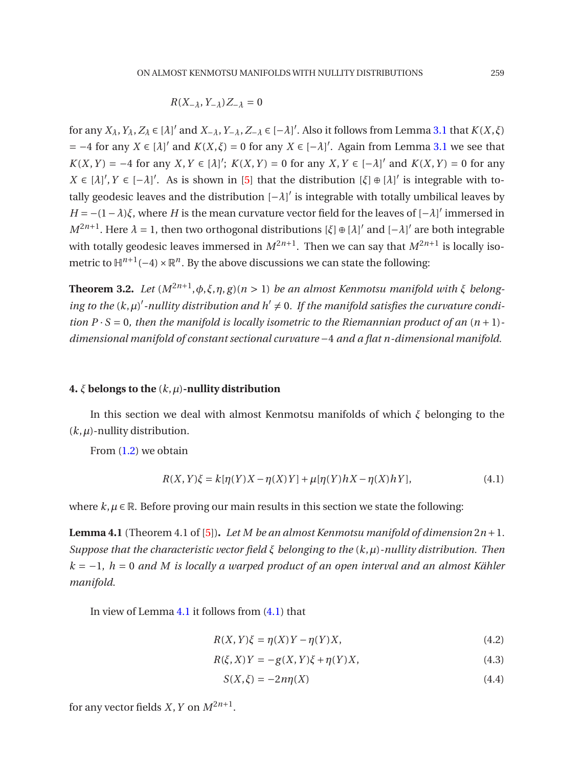$$R(X_{-\lambda}, Y_{-\lambda})Z_{-\lambda} = 0$$

for any $X_\lambda, Y_\lambda, Z_\lambda \in [\lambda]'$ and $X_{-\lambda}, Y_{-\lambda}, Z_{-\lambda} \in [-\lambda]'$. Also it follows from Lemma 3.1 that $K(X,\xi) = -4$ for any $X \in [\lambda]'$ and $K(X,\xi) = 0$ for any $X \in [-\lambda]'$. Again from Lemma 3.1 we see that $K(X,Y) = -4$ for any $X, Y \in [\lambda]'$; $K(X,Y) = 0$ for any $X, Y \in [-\lambda]'$ and $K(X,Y) = 0$ for any $X \in [\lambda]', Y \in [-\lambda]'$. As is shown in [5] that the distribution $[\xi] \oplus [\lambda]'$ is integrable with totally geodesic leaves and the distribution $[-\lambda]'$ is integrable with totally umbilical leaves by $H = -(1-\lambda)\xi$, where $H$ is the mean curvature vector field for the leaves of $[-\lambda]'$ immersed in $M^{2n+1}$. Here $\lambda = 1$, then two orthogonal distributions $[\xi] \oplus [\lambda]'$ and $[-\lambda]'$ are both integrable with totally geodesic leaves immersed in $M^{2n+1}$. Then we can say that $M^{2n+1}$ is locally isometric to $\mathbb{H}^{n+1}(-4) \times \mathbb{R}^n$. By the above discussions we can state the following:

**Theorem 3.2.** *Let $(M^{2n+1}, \phi, \xi, \eta, g)(n > 1)$ be an almost Kenmotsu manifold with $\xi$ belonging to the $(k,\mu)'$-nullity distribution and $h' \neq 0$. If the manifold satisfies the curvature condition $P \cdot S = 0$, then the manifold is locally isometric to the Riemannian product of an $(n+1)$-dimensional manifold of constant sectional curvature $-4$ and a flat $n$-dimensional manifold.*

## 4. $\xi$ belongs to the $(k,\mu)$-nullity distribution

In this section we deal with almost Kenmotsu manifolds of which $\xi$ belonging to the $(k,\mu)$-nullity distribution.

From (1.2) we obtain

$$R(X,Y)\xi = k[\eta(Y)X - \eta(X)Y] + \mu[\eta(Y)hX - \eta(X)hY], \tag{4.1}$$

where $k, \mu \in \mathbb{R}$. Before proving our main results in this section we state the following:

**Lemma 4.1** (Theorem 4.1 of [5])**.** *Let $M$ be an almost Kenmotsu manifold of dimension $2n+1$. Suppose that the characteristic vector field $\xi$ belonging to the $(k,\mu)$-nullity distribution. Then $k = -1$, $h = 0$ and $M$ is locally a warped product of an open interval and an almost Kähler manifold.*

In view of Lemma 4.1 it follows from (4.1) that

$$R(X,Y)\xi = \eta(X)Y - \eta(Y)X, \tag{4.2}$$

$$R(\xi, X)Y = -g(X,Y)\xi + \eta(Y)X, \tag{4.3}$$

$$S(X,\xi) = -2n\eta(X) \tag{4.4}$$

for any vector fields $X, Y$ on $M^{2n+1}$.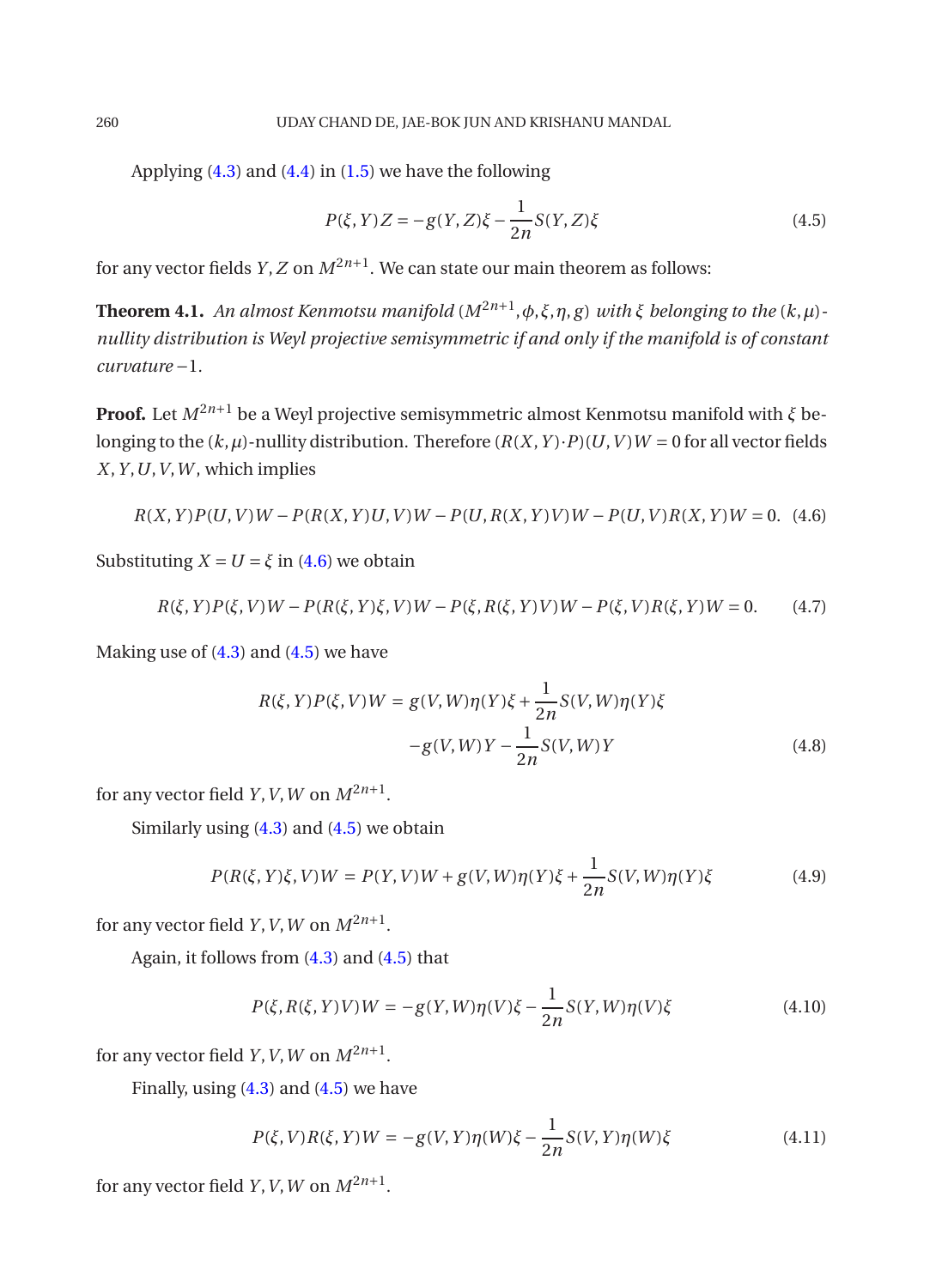Applying (4.3) and (4.4) in (1.5) we have the following

$$P(\xi, Y)Z = -g(Y, Z)\xi - \frac{1}{2n}S(Y, Z)\xi \tag{4.5}$$

for any vector fields $Y, Z$ on $M^{2n+1}$. We can state our main theorem as follows:

**Theorem 4.1.** *An almost Kenmotsu manifold $(M^{2n+1}, \phi, \xi, \eta, g)$ with $\xi$ belonging to the $(k, \mu)$-nullity distribution is Weyl projective semisymmetric if and only if the manifold is of constant curvature $-1$.*

**Proof.** Let $M^{2n+1}$ be a Weyl projective semisymmetric almost Kenmotsu manifold with $\xi$ belonging to the $(k, \mu)$-nullity distribution. Therefore $(R(X, Y) \cdot P)(U, V)W = 0$ for all vector fields $X, Y, U, V, W$, which implies

$$R(X, Y)P(U, V)W - P(R(X, Y)U, V)W - P(U, R(X, Y)V)W - P(U, V)R(X, Y)W = 0. \tag{4.6}$$

Substituting $X = U = \xi$ in (4.6) we obtain

$$R(\xi, Y)P(\xi, V)W - P(R(\xi, Y)\xi, V)W - P(\xi, R(\xi, Y)V)W - P(\xi, V)R(\xi, Y)W = 0. \tag{4.7}$$

Making use of (4.3) and (4.5) we have

$$\begin{aligned} R(\xi, Y)P(\xi, V)W &= g(V, W)\eta(Y)\xi + \frac{1}{2n}S(V, W)\eta(Y)\xi \\ &\quad - g(V, W)Y - \frac{1}{2n}S(V, W)Y \end{aligned} \tag{4.8}$$

for any vector field $Y, V, W$ on $M^{2n+1}$.

Similarly using (4.3) and (4.5) we obtain

$$P(R(\xi, Y)\xi, V)W = P(Y, V)W + g(V, W)\eta(Y)\xi + \frac{1}{2n}S(V, W)\eta(Y)\xi \tag{4.9}$$

for any vector field $Y, V, W$ on $M^{2n+1}$.

Again, it follows from (4.3) and (4.5) that

$$P(\xi, R(\xi, Y)V)W = -g(Y, W)\eta(V)\xi - \frac{1}{2n}S(Y, W)\eta(V)\xi \tag{4.10}$$

for any vector field $Y, V, W$ on $M^{2n+1}$.

Finally, using (4.3) and (4.5) we have

$$P(\xi, V)R(\xi, Y)W = -g(V, Y)\eta(W)\xi - \frac{1}{2n}S(V, Y)\eta(W)\xi \tag{4.11}$$

for any vector field $Y, V, W$ on $M^{2n+1}$.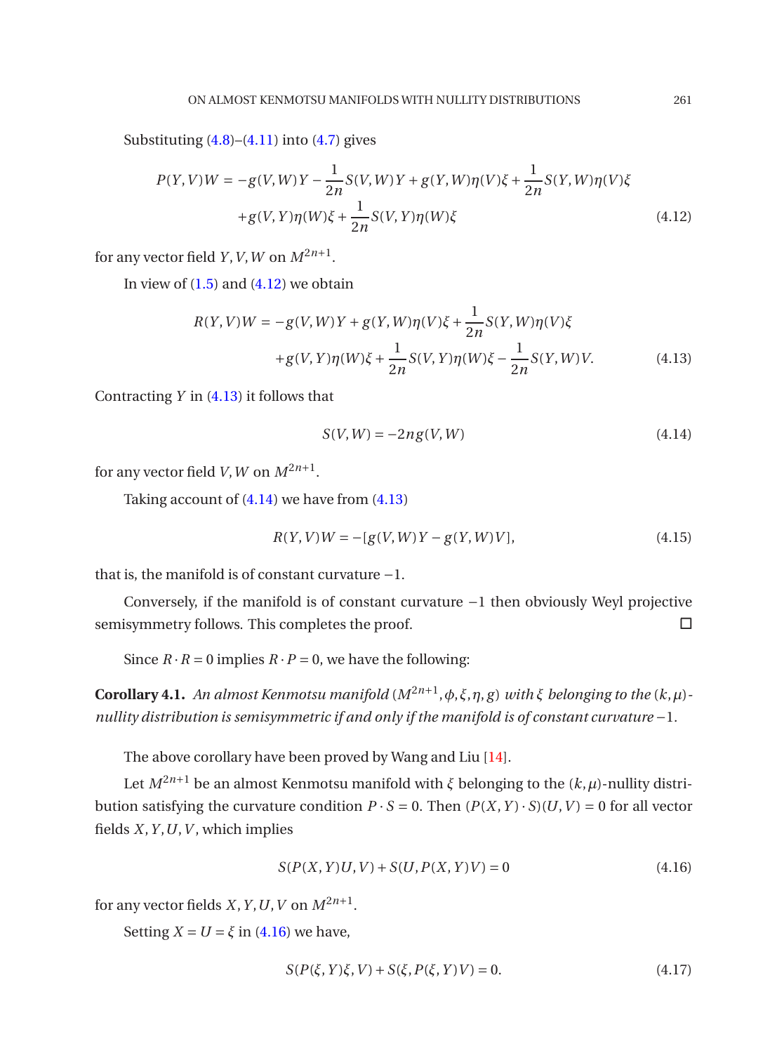Substituting (4.8)–(4.11) into (4.7) gives

$$P(Y,V)W = -g(V,W)Y - \frac{1}{2n}S(V,W)Y + g(Y,W)\eta(V)\xi + \frac{1}{2n}S(Y,W)\eta(V)\xi$$
$$+g(V,Y)\eta(W)\xi + \frac{1}{2n}S(V,Y)\eta(W)\xi \tag{4.12}$$

for any vector field $Y,V,W$ on $M^{2n+1}$.

In view of (1.5) and (4.12) we obtain

$$R(Y,V)W = -g(V,W)Y + g(Y,W)\eta(V)\xi + \frac{1}{2n}S(Y,W)\eta(V)\xi$$
$$+g(V,Y)\eta(W)\xi + \frac{1}{2n}S(V,Y)\eta(W)\xi - \frac{1}{2n}S(Y,W)V. \tag{4.13}$$

Contracting $Y$ in (4.13) it follows that

$$S(V,W) = -2ng(V,W) \tag{4.14}$$

for any vector field $V,W$ on $M^{2n+1}$.

Taking account of (4.14) we have from (4.13)

$$R(Y,V)W = -[g(V,W)Y - g(Y,W)V], \tag{4.15}$$

that is, the manifold is of constant curvature $-1$.

Conversely, if the manifold is of constant curvature $-1$ then obviously Weyl projective semisymmetry follows. This completes the proof. □

Since $R\cdot R = 0$ implies $R\cdot P = 0$, we have the following:

**Corollary 4.1.** *An almost Kenmotsu manifold $(M^{2n+1},\phi,\xi,\eta,g)$ with $\xi$ belonging to the $(k,\mu)$-nullity distribution is semisymmetric if and only if the manifold is of constant curvature $-1$.*

The above corollary have been proved by Wang and Liu [14].

Let $M^{2n+1}$ be an almost Kenmotsu manifold with $\xi$ belonging to the $(k,\mu)$-nullity distribution satisfying the curvature condition $P\cdot S = 0$. Then $(P(X,Y)\cdot S)(U,V) = 0$ for all vector fields $X,Y,U,V$, which implies

$$S(P(X,Y)U,V) + S(U,P(X,Y)V) = 0 \tag{4.16}$$

for any vector fields $X,Y,U,V$ on $M^{2n+1}$.

Setting $X = U = \xi$ in (4.16) we have,

$$S(P(\xi,Y)\xi,V) + S(\xi,P(\xi,Y)V) = 0. \tag{4.17}$$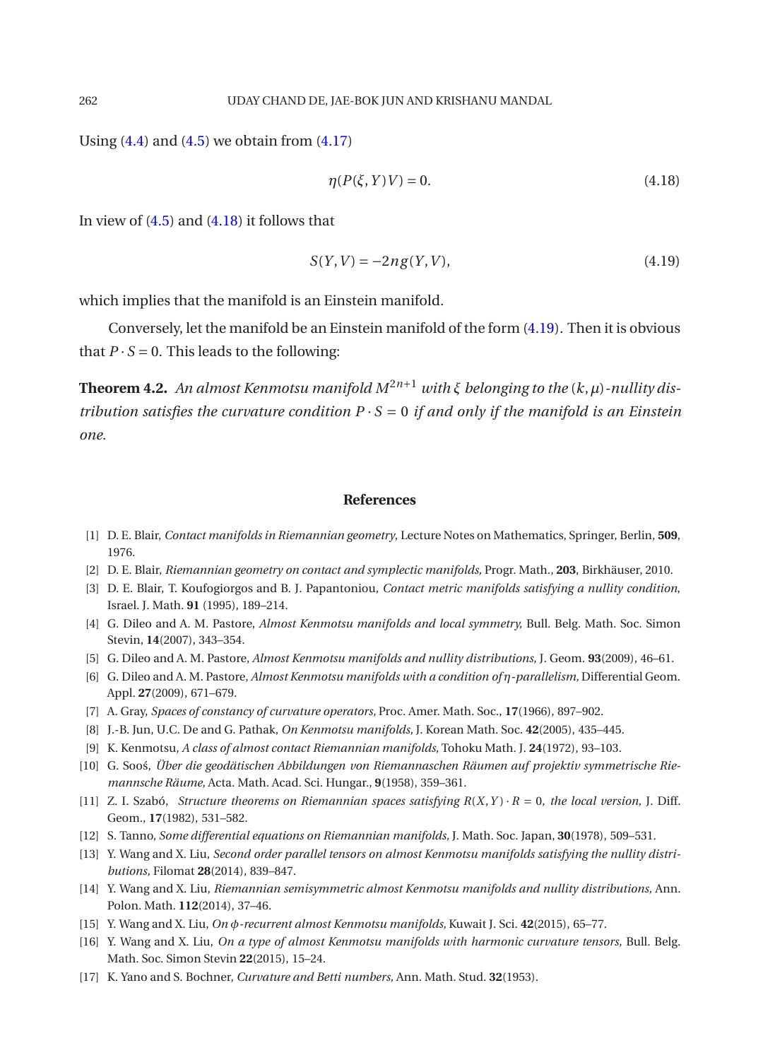Using (4.4) and (4.5) we obtain from (4.17)

$$\eta(P(\xi, Y)V) = 0. \tag{4.18}$$

In view of (4.5) and (4.18) it follows that

$$S(Y, V) = -2ng(Y, V), \tag{4.19}$$

which implies that the manifold is an Einstein manifold.

Conversely, let the manifold be an Einstein manifold of the form (4.19). Then it is obvious that $P \cdot S = 0$. This leads to the following:

**Theorem 4.2.** *An almost Kenmotsu manifold $M^{2n+1}$ with $\xi$ belonging to the $(k, \mu)$-nullity distribution satisfies the curvature condition $P \cdot S = 0$ if and only if the manifold is an Einstein one.*

## References

[1] D. E. Blair, *Contact manifolds in Riemannian geometry*, Lecture Notes on Mathematics, Springer, Berlin, **509**, 1976.

[2] D. E. Blair, *Riemannian geometry on contact and symplectic manifolds,* Progr. Math., **203**, Birkhäuser, 2010.

[3] D. E. Blair, T. Koufogiorgos and B. J. Papantoniou, *Contact metric manifolds satisfying a nullity condition*, Israel. J. Math. **91** (1995), 189–214.

[4] G. Dileo and A. M. Pastore, *Almost Kenmotsu manifolds and local symmetry,* Bull. Belg. Math. Soc. Simon Stevin, **14**(2007), 343–354.

[5] G. Dileo and A. M. Pastore, *Almost Kenmotsu manifolds and nullity distributions,* J. Geom. **93**(2009), 46–61.

[6] G. Dileo and A. M. Pastore, *Almost Kenmotsu manifolds with a condition of $\eta$-parallelism,* Differential Geom. Appl. **27**(2009), 671–679.

[7] A. Gray, *Spaces of constancy of curvature operators*, Proc. Amer. Math. Soc., **17**(1966), 897–902.

[8] J.-B. Jun, U.C. De and G. Pathak, *On Kenmotsu manifolds,* J. Korean Math. Soc. **42**(2005), 435–445.

[9] K. Kenmotsu, *A class of almost contact Riemannian manifolds,* Tohoku Math. J. **24**(1972), 93–103.

[10] G. Soośs, *Über die geodätischen Abbildungen von Riemannaschen Räumen auf projektiv symmetrische Riemannsche Räume,* Acta. Math. Acad. Sci. Hungar., **9**(1958), 359–361.

[11] Z. I. Szabó, *Structure theorems on Riemannian spaces satisfying $R(X, Y) \cdot R = 0$, the local version,* J. Diff. Geom., **17**(1982), 531–582.

[12] S. Tanno, *Some differential equations on Riemannian manifolds,* J. Math. Soc. Japan, **30**(1978), 509–531.

[13] Y. Wang and X. Liu, *Second order parallel tensors on almost Kenmotsu manifolds satisfying the nullity distributions,* Filomat **28**(2014), 839–847.

[14] Y. Wang and X. Liu, *Riemannian semisymmetric almost Kenmotsu manifolds and nullity distributions,* Ann. Polon. Math. **112**(2014), 37–46.

[15] Y. Wang and X. Liu, *On $\phi$-recurrent almost Kenmotsu manifolds,* Kuwait J. Sci. **42**(2015), 65–77.

[16] Y. Wang and X. Liu, *On a type of almost Kenmotsu manifolds with harmonic curvature tensors,* Bull. Belg. Math. Soc. Simon Stevin **22**(2015), 15–24.

[17] K. Yano and S. Bochner, *Curvature and Betti numbers,* Ann. Math. Stud. **32**(1953).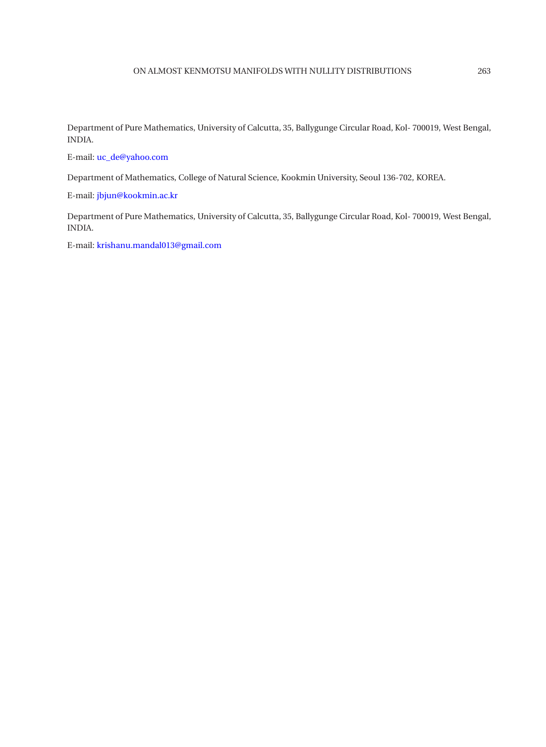Department of Pure Mathematics, University of Calcutta, 35, Ballygunge Circular Road, Kol- 700019, West Bengal, INDIA.

E-mail: uc_de@yahoo.com

Department of Mathematics, College of Natural Science, Kookmin University, Seoul 136-702, KOREA.

E-mail: jbjun@kookmin.ac.kr

Department of Pure Mathematics, University of Calcutta, 35, Ballygunge Circular Road, Kol- 700019, West Bengal, INDIA.

E-mail: krishanu.mandal013@gmail.com